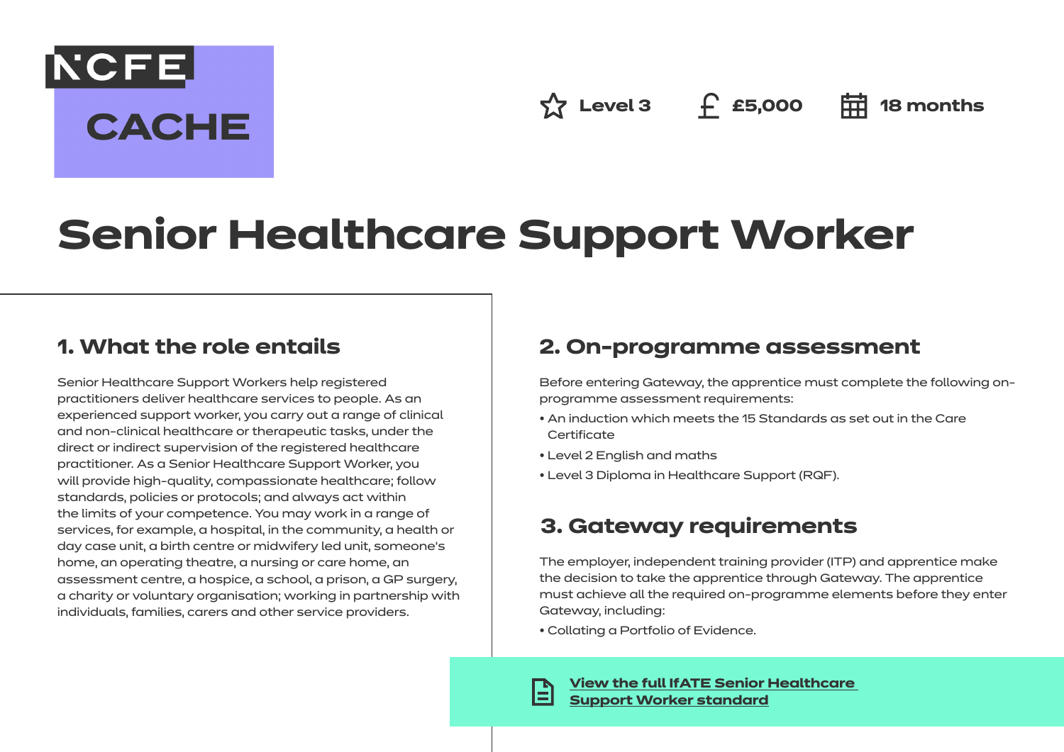NCFE CACHE

Level 3 | £5,000 | 18 months

# Senior Healthcare Support Worker

## 1. What the role entails

Senior Healthcare Support Workers help registered practitioners deliver healthcare services to people. As an experienced support worker, you carry out a range of clinical and non-clinical healthcare or therapeutic tasks, under the direct or indirect supervision of the registered healthcare practitioner. As a Senior Healthcare Support Worker, you will provide high-quality, compassionate healthcare; follow standards, policies or protocols; and always act within the limits of your competence. You may work in a range of services, for example, a hospital, in the community, a health or day case unit, a birth centre or midwifery led unit, someone's home, an operating theatre, a nursing or care home, an assessment centre, a hospice, a school, a prison, a GP surgery, a charity or voluntary organisation; working in partnership with individuals, families, carers and other service providers.

## 2. On-programme assessment

Before entering Gateway, the apprentice must complete the following on-programme assessment requirements:

- An induction which meets the 15 Standards as set out in the Care Certificate
- Level 2 English and maths
- Level 3 Diploma in Healthcare Support (RQF).

## 3. Gateway requirements

The employer, independent training provider (ITP) and apprentice make the decision to take the apprentice through Gateway. The apprentice must achieve all the required on-programme elements before they enter Gateway, including:

- Collating a Portfolio of Evidence.

**View the full IfATE Senior Healthcare Support Worker standard**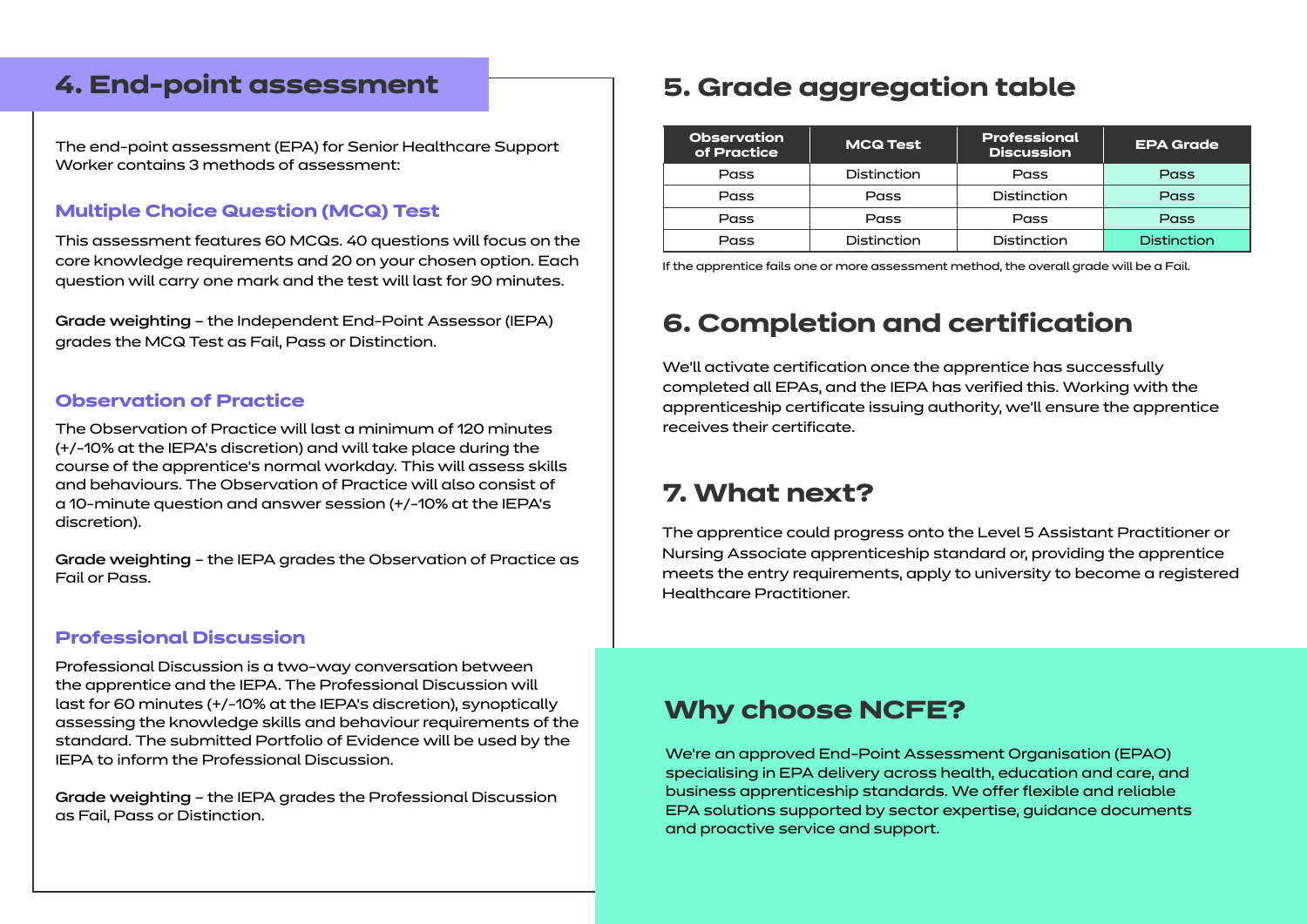## 4. End-point assessment

The end-point assessment (EPA) for Senior Healthcare Support Worker contains 3 methods of assessment:

### Multiple Choice Question (MCQ) Test

This assessment features 60 MCQs. 40 questions will focus on the core knowledge requirements and 20 on your chosen option. Each question will carry one mark and the test will last for 90 minutes.

**Grade weighting** – the Independent End-Point Assessor (IEPA) grades the MCQ Test as Fail, Pass or Distinction.

### Observation of Practice

The Observation of Practice will last a minimum of 120 minutes (+/-10% at the IEPA's discretion) and will take place during the course of the apprentice's normal workday. This will assess skills and behaviours. The Observation of Practice will also consist of a 10-minute question and answer session (+/-10% at the IEPA's discretion).

**Grade weighting** – the IEPA grades the Observation of Practice as Fail or Pass.

### Professional Discussion

Professional Discussion is a two-way conversation between the apprentice and the IEPA. The Professional Discussion will last for 60 minutes (+/-10% at the IEPA's discretion), synoptically assessing the knowledge skills and behaviour requirements of the standard. The submitted Portfolio of Evidence will be used by the IEPA to inform the Professional Discussion.

**Grade weighting** – the IEPA grades the Professional Discussion as Fail, Pass or Distinction.

## 5. Grade aggregation table

| Observation of Practice | MCQ Test | Professional Discussion | EPA Grade |
|---|---|---|---|
| Pass | Distinction | Pass | Pass |
| Pass | Pass | Distinction | Pass |
| Pass | Pass | Pass | Pass |
| Pass | Distinction | Distinction | Distinction |

If the apprentice fails one or more assessment method, the overall grade will be a Fail.

## 6. Completion and certification

We'll activate certification once the apprentice has successfully completed all EPAs, and the IEPA has verified this. Working with the apprenticeship certificate issuing authority, we'll ensure the apprentice receives their certificate.

## 7. What next?

The apprentice could progress onto the Level 5 Assistant Practitioner or Nursing Associate apprenticeship standard or, providing the apprentice meets the entry requirements, apply to university to become a registered Healthcare Practitioner.

## Why choose NCFE?

We're an approved End-Point Assessment Organisation (EPAO) specialising in EPA delivery across health, education and care, and business apprenticeship standards. We offer flexible and reliable EPA solutions supported by sector expertise, guidance documents and proactive service and support.